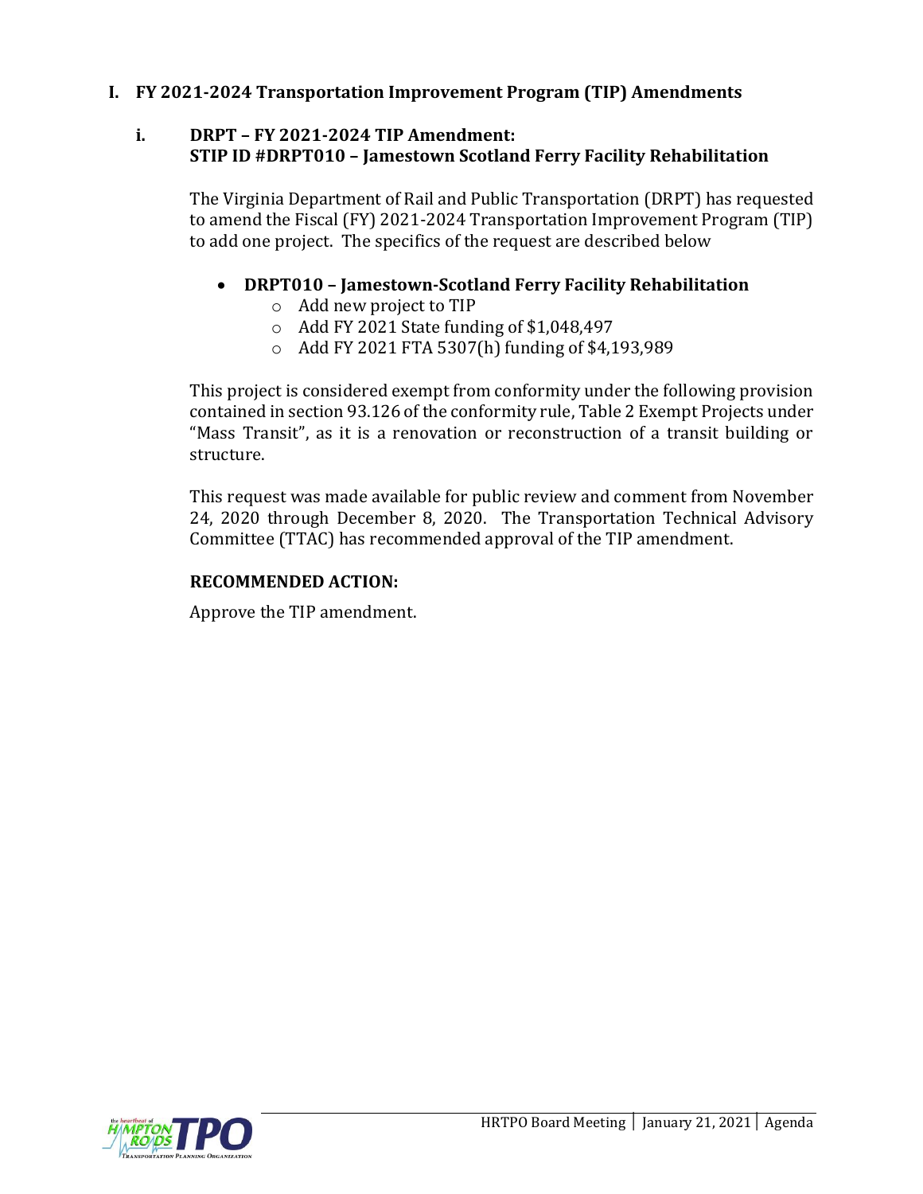# I. FY 2021-2024 Transportation Improvement Program (TIP) Amendments

## i. DRPT – FY 2021-2024 TIP Amendment: STIP ID #DRPT010 – Jamestown Scotland Ferry Facility Rehabilitation

The Virginia Department of Rail and Public Transportation (DRPT) has requested to amend the Fiscal (FY) 2021-2024 Transportation Improvement Program (TIP) to add one project. The specifics of the request are described below

- **DRPT010 – Jamestown-Scotland Ferry Facility Rehabilitation**
  - Add new project to TIP
  - Add FY 2021 State funding of $1,048,497
  - Add FY 2021 FTA 5307(h) funding of $4,193,989

This project is considered exempt from conformity under the following provision contained in section 93.126 of the conformity rule, Table 2 Exempt Projects under "Mass Transit", as it is a renovation or reconstruction of a transit building or structure.

This request was made available for public review and comment from November 24, 2020 through December 8, 2020. The Transportation Technical Advisory Committee (TTAC) has recommended approval of the TIP amendment.

**RECOMMENDED ACTION:**

Approve the TIP amendment.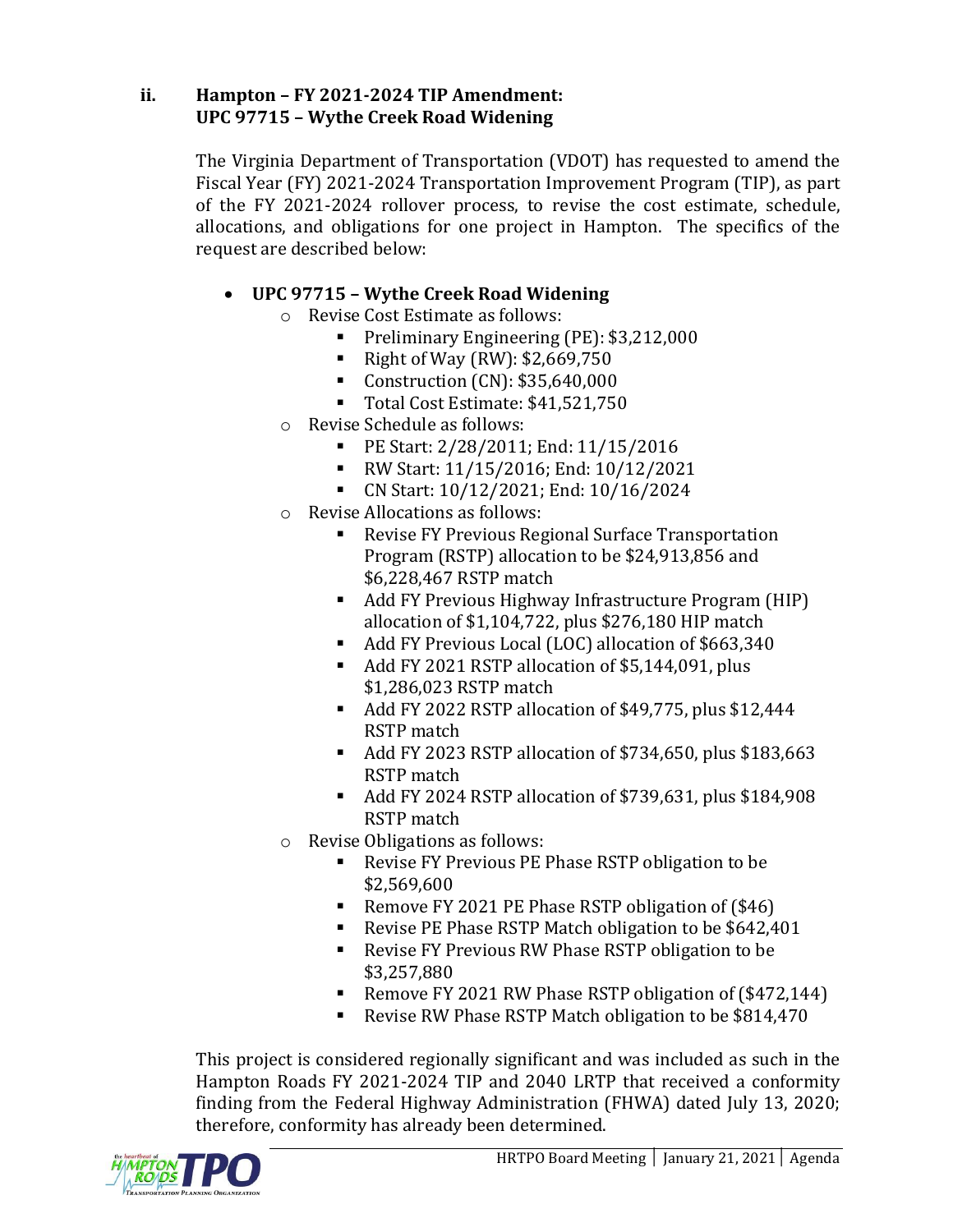### ii. Hampton – FY 2021-2024 TIP Amendment: UPC 97715 – Wythe Creek Road Widening

The Virginia Department of Transportation (VDOT) has requested to amend the Fiscal Year (FY) 2021-2024 Transportation Improvement Program (TIP), as part of the FY 2021-2024 rollover process, to revise the cost estimate, schedule, allocations, and obligations for one project in Hampton. The specifics of the request are described below:

- **UPC 97715 – Wythe Creek Road Widening**
  - Revise Cost Estimate as follows:
    - Preliminary Engineering (PE): $3,212,000
    - Right of Way (RW): $2,669,750
    - Construction (CN): $35,640,000
    - Total Cost Estimate: $41,521,750
  - Revise Schedule as follows:
    - PE Start: 2/28/2011; End: 11/15/2016
    - RW Start: 11/15/2016; End: 10/12/2021
    - CN Start: 10/12/2021; End: 10/16/2024
  - Revise Allocations as follows:
    - Revise FY Previous Regional Surface Transportation Program (RSTP) allocation to be $24,913,856 and $6,228,467 RSTP match
    - Add FY Previous Highway Infrastructure Program (HIP) allocation of $1,104,722, plus $276,180 HIP match
    - Add FY Previous Local (LOC) allocation of $663,340
    - Add FY 2021 RSTP allocation of $5,144,091, plus $1,286,023 RSTP match
    - Add FY 2022 RSTP allocation of $49,775, plus $12,444 RSTP match
    - Add FY 2023 RSTP allocation of $734,650, plus $183,663 RSTP match
    - Add FY 2024 RSTP allocation of $739,631, plus $184,908 RSTP match
  - Revise Obligations as follows:
    - Revise FY Previous PE Phase RSTP obligation to be $2,569,600
    - Remove FY 2021 PE Phase RSTP obligation of ($46)
    - Revise PE Phase RSTP Match obligation to be $642,401
    - Revise FY Previous RW Phase RSTP obligation to be $3,257,880
    - Remove FY 2021 RW Phase RSTP obligation of ($472,144)
    - Revise RW Phase RSTP Match obligation to be $814,470

This project is considered regionally significant and was included as such in the Hampton Roads FY 2021-2024 TIP and 2040 LRTP that received a conformity finding from the Federal Highway Administration (FHWA) dated July 13, 2020; therefore, conformity has already been determined.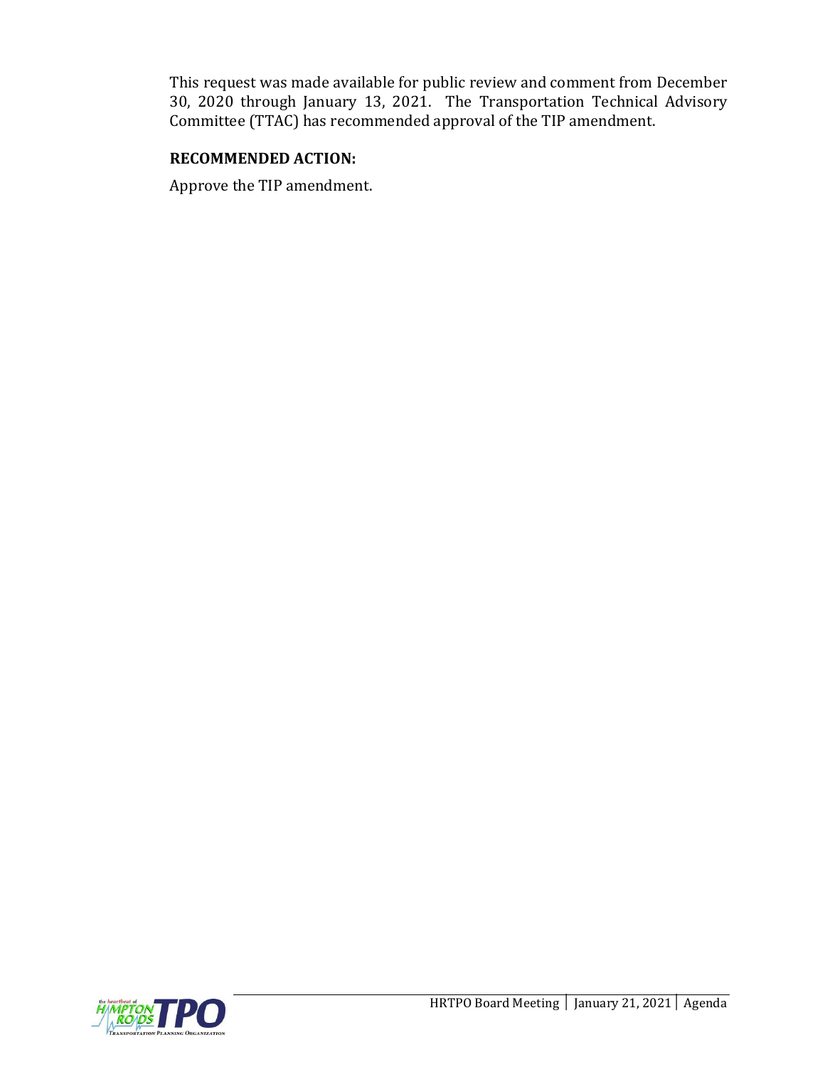This request was made available for public review and comment from December 30, 2020 through January 13, 2021. The Transportation Technical Advisory Committee (TTAC) has recommended approval of the TIP amendment.

**RECOMMENDED ACTION:**

Approve the TIP amendment.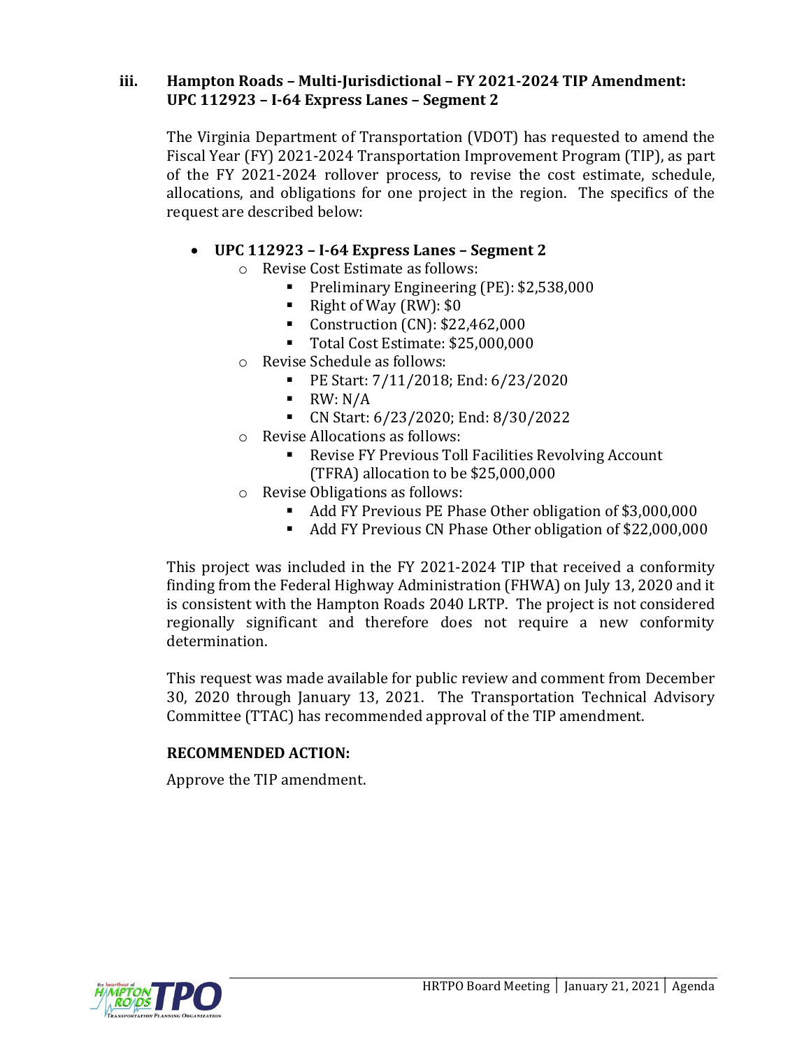### iii. Hampton Roads – Multi-Jurisdictional – FY 2021-2024 TIP Amendment: UPC 112923 – I-64 Express Lanes – Segment 2

The Virginia Department of Transportation (VDOT) has requested to amend the Fiscal Year (FY) 2021-2024 Transportation Improvement Program (TIP), as part of the FY 2021-2024 rollover process, to revise the cost estimate, schedule, allocations, and obligations for one project in the region. The specifics of the request are described below:

- **UPC 112923 – I-64 Express Lanes – Segment 2**
  - Revise Cost Estimate as follows:
    - Preliminary Engineering (PE): $2,538,000
    - Right of Way (RW): $0
    - Construction (CN): $22,462,000
    - Total Cost Estimate: $25,000,000
  - Revise Schedule as follows:
    - PE Start: 7/11/2018; End: 6/23/2020
    - RW: N/A
    - CN Start: 6/23/2020; End: 8/30/2022
  - Revise Allocations as follows:
    - Revise FY Previous Toll Facilities Revolving Account (TFRA) allocation to be $25,000,000
  - Revise Obligations as follows:
    - Add FY Previous PE Phase Other obligation of $3,000,000
    - Add FY Previous CN Phase Other obligation of $22,000,000

This project was included in the FY 2021-2024 TIP that received a conformity finding from the Federal Highway Administration (FHWA) on July 13, 2020 and it is consistent with the Hampton Roads 2040 LRTP. The project is not considered regionally significant and therefore does not require a new conformity determination.

This request was made available for public review and comment from December 30, 2020 through January 13, 2021. The Transportation Technical Advisory Committee (TTAC) has recommended approval of the TIP amendment.

**RECOMMENDED ACTION:**

Approve the TIP amendment.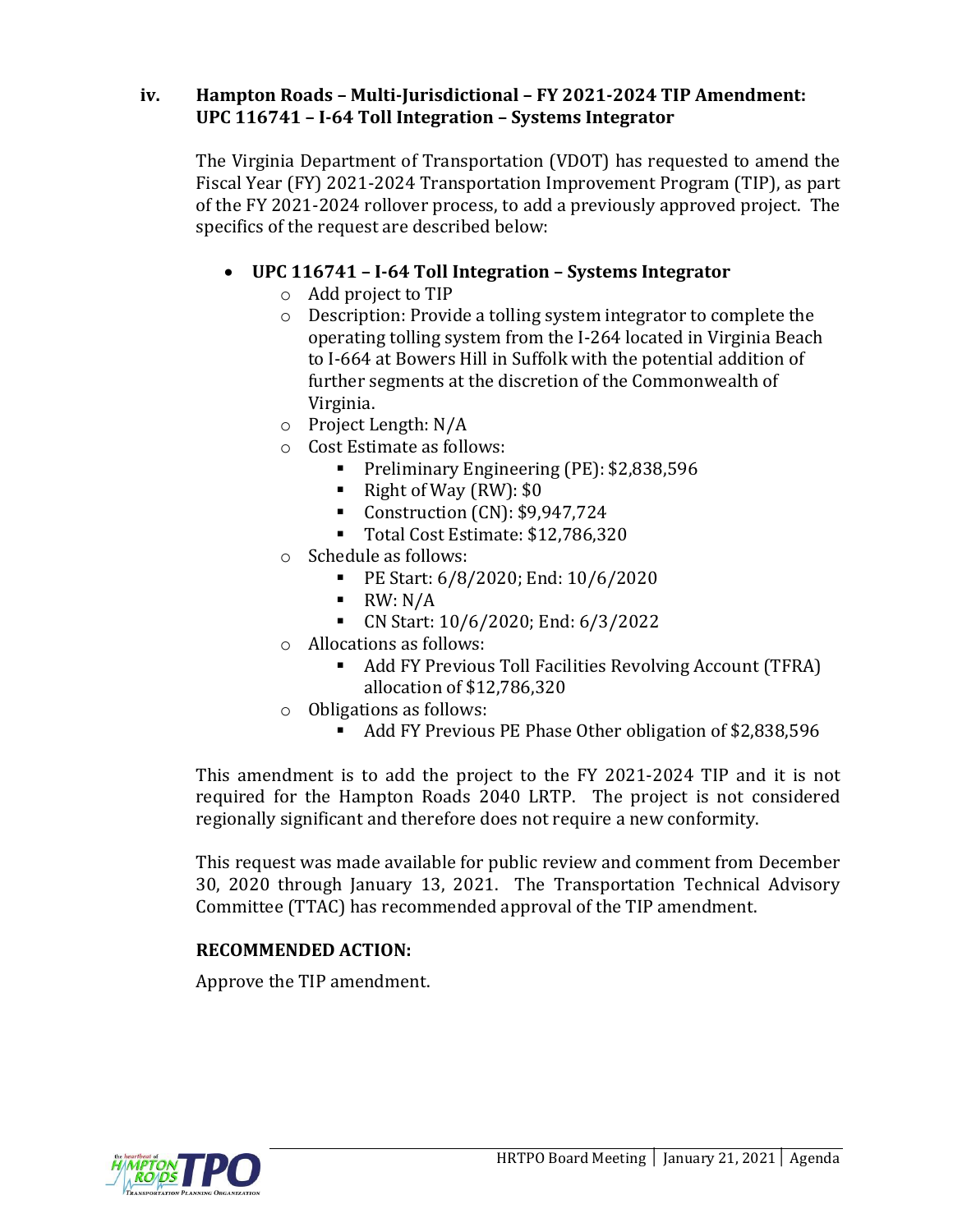### iv. Hampton Roads – Multi-Jurisdictional – FY 2021-2024 TIP Amendment: UPC 116741 – I-64 Toll Integration – Systems Integrator

The Virginia Department of Transportation (VDOT) has requested to amend the Fiscal Year (FY) 2021-2024 Transportation Improvement Program (TIP), as part of the FY 2021-2024 rollover process, to add a previously approved project. The specifics of the request are described below:

- **UPC 116741 – I-64 Toll Integration – Systems Integrator**
  - Add project to TIP
  - Description: Provide a tolling system integrator to complete the operating tolling system from the I-264 located in Virginia Beach to I-664 at Bowers Hill in Suffolk with the potential addition of further segments at the discretion of the Commonwealth of Virginia.
  - Project Length: N/A
  - Cost Estimate as follows:
    - Preliminary Engineering (PE): $2,838,596
    - Right of Way (RW): $0
    - Construction (CN): $9,947,724
    - Total Cost Estimate: $12,786,320
  - Schedule as follows:
    - PE Start: 6/8/2020; End: 10/6/2020
    - RW: N/A
    - CN Start: 10/6/2020; End: 6/3/2022
  - Allocations as follows:
    - Add FY Previous Toll Facilities Revolving Account (TFRA) allocation of $12,786,320
  - Obligations as follows:
    - Add FY Previous PE Phase Other obligation of $2,838,596

This amendment is to add the project to the FY 2021-2024 TIP and it is not required for the Hampton Roads 2040 LRTP. The project is not considered regionally significant and therefore does not require a new conformity.

This request was made available for public review and comment from December 30, 2020 through January 13, 2021. The Transportation Technical Advisory Committee (TTAC) has recommended approval of the TIP amendment.

**RECOMMENDED ACTION:**

Approve the TIP amendment.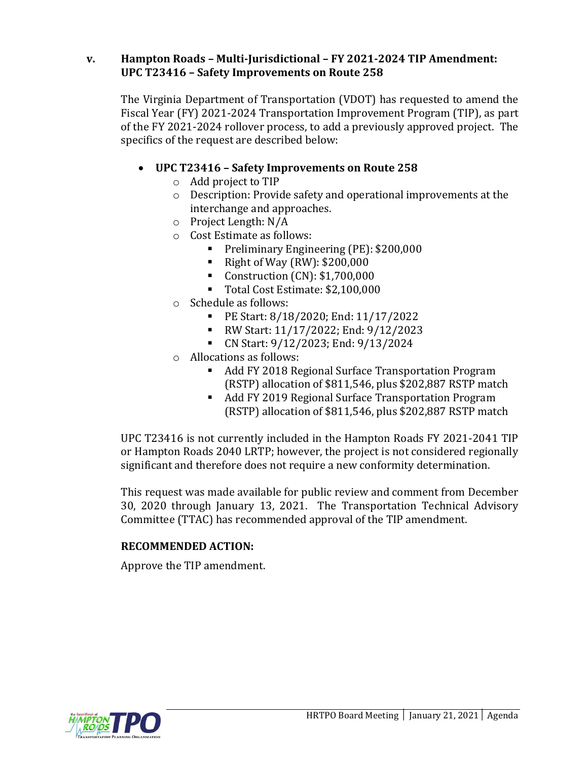### v. Hampton Roads – Multi-Jurisdictional – FY 2021-2024 TIP Amendment: UPC T23416 – Safety Improvements on Route 258

The Virginia Department of Transportation (VDOT) has requested to amend the Fiscal Year (FY) 2021-2024 Transportation Improvement Program (TIP), as part of the FY 2021-2024 rollover process, to add a previously approved project. The specifics of the request are described below:

- **UPC T23416 – Safety Improvements on Route 258**
  - Add project to TIP
  - Description: Provide safety and operational improvements at the interchange and approaches.
  - Project Length: N/A
  - Cost Estimate as follows:
    - Preliminary Engineering (PE): $200,000
    - Right of Way (RW): $200,000
    - Construction (CN): $1,700,000
    - Total Cost Estimate: $2,100,000
  - Schedule as follows:
    - PE Start: 8/18/2020; End: 11/17/2022
    - RW Start: 11/17/2022; End: 9/12/2023
    - CN Start: 9/12/2023; End: 9/13/2024
  - Allocations as follows:
    - Add FY 2018 Regional Surface Transportation Program (RSTP) allocation of $811,546, plus $202,887 RSTP match
    - Add FY 2019 Regional Surface Transportation Program (RSTP) allocation of $811,546, plus $202,887 RSTP match

UPC T23416 is not currently included in the Hampton Roads FY 2021-2041 TIP or Hampton Roads 2040 LRTP; however, the project is not considered regionally significant and therefore does not require a new conformity determination.

This request was made available for public review and comment from December 30, 2020 through January 13, 2021. The Transportation Technical Advisory Committee (TTAC) has recommended approval of the TIP amendment.

**RECOMMENDED ACTION:**

Approve the TIP amendment.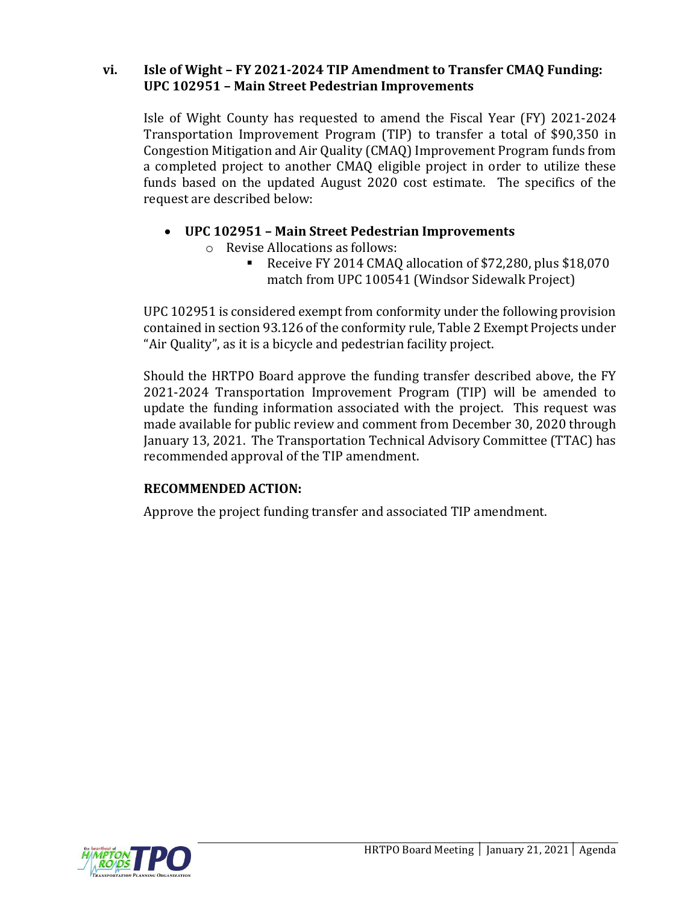### vi. Isle of Wight – FY 2021-2024 TIP Amendment to Transfer CMAQ Funding: UPC 102951 – Main Street Pedestrian Improvements

Isle of Wight County has requested to amend the Fiscal Year (FY) 2021-2024 Transportation Improvement Program (TIP) to transfer a total of $90,350 in Congestion Mitigation and Air Quality (CMAQ) Improvement Program funds from a completed project to another CMAQ eligible project in order to utilize these funds based on the updated August 2020 cost estimate. The specifics of the request are described below:

- **UPC 102951 – Main Street Pedestrian Improvements**
  - Revise Allocations as follows:
    - Receive FY 2014 CMAQ allocation of $72,280, plus $18,070 match from UPC 100541 (Windsor Sidewalk Project)

UPC 102951 is considered exempt from conformity under the following provision contained in section 93.126 of the conformity rule, Table 2 Exempt Projects under "Air Quality", as it is a bicycle and pedestrian facility project.

Should the HRTPO Board approve the funding transfer described above, the FY 2021-2024 Transportation Improvement Program (TIP) will be amended to update the funding information associated with the project. This request was made available for public review and comment from December 30, 2020 through January 13, 2021. The Transportation Technical Advisory Committee (TTAC) has recommended approval of the TIP amendment.

**RECOMMENDED ACTION:**

Approve the project funding transfer and associated TIP amendment.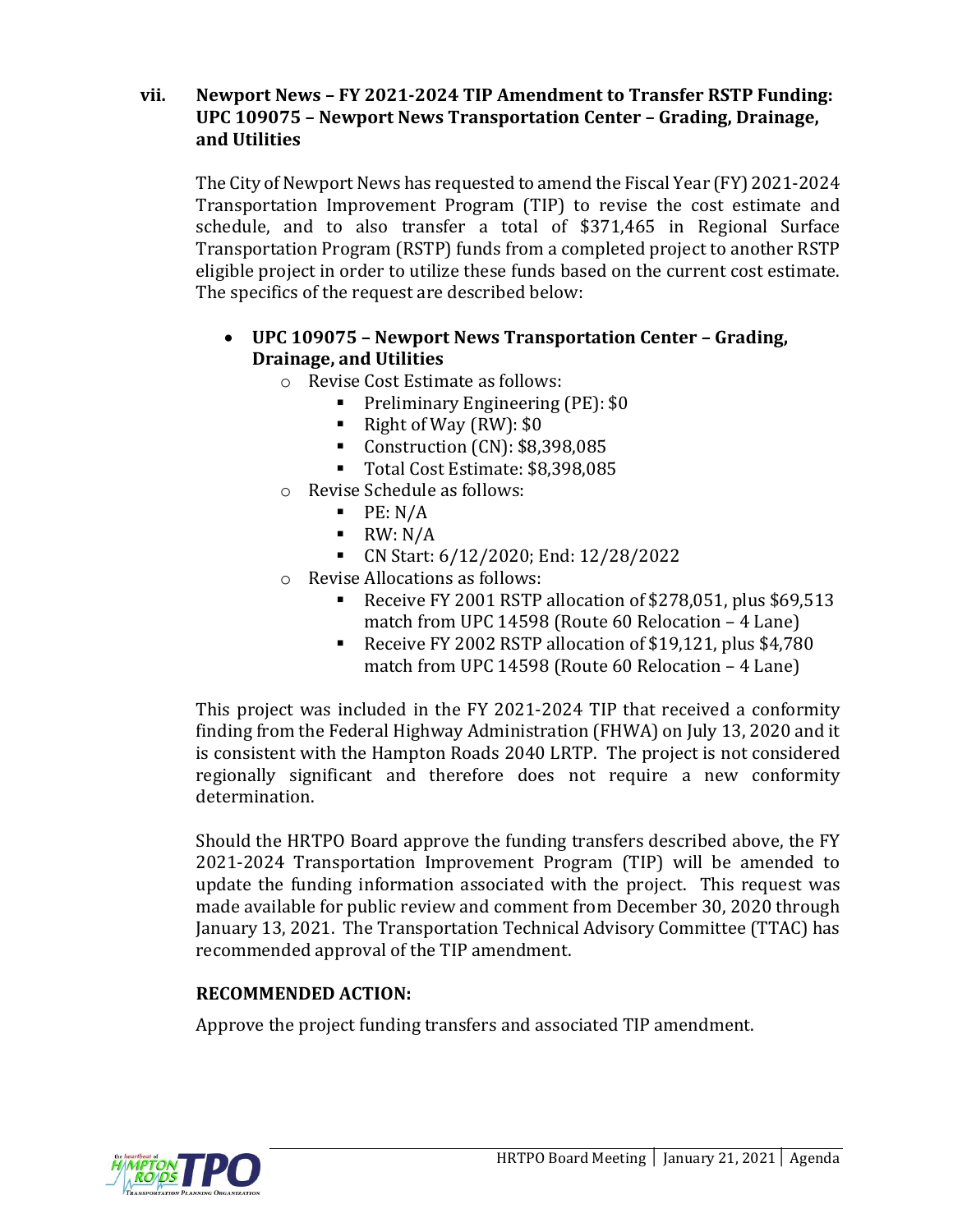### vii. Newport News – FY 2021-2024 TIP Amendment to Transfer RSTP Funding: UPC 109075 – Newport News Transportation Center – Grading, Drainage, and Utilities

The City of Newport News has requested to amend the Fiscal Year (FY) 2021-2024 Transportation Improvement Program (TIP) to revise the cost estimate and schedule, and to also transfer a total of $371,465 in Regional Surface Transportation Program (RSTP) funds from a completed project to another RSTP eligible project in order to utilize these funds based on the current cost estimate. The specifics of the request are described below:

- **UPC 109075 – Newport News Transportation Center – Grading, Drainage, and Utilities**
  - Revise Cost Estimate as follows:
    - Preliminary Engineering (PE): $0
    - Right of Way (RW): $0
    - Construction (CN): $8,398,085
    - Total Cost Estimate: $8,398,085
  - Revise Schedule as follows:
    - PE: N/A
    - RW: N/A
    - CN Start: 6/12/2020; End: 12/28/2022
  - Revise Allocations as follows:
    - Receive FY 2001 RSTP allocation of $278,051, plus $69,513 match from UPC 14598 (Route 60 Relocation – 4 Lane)
    - Receive FY 2002 RSTP allocation of $19,121, plus $4,780 match from UPC 14598 (Route 60 Relocation – 4 Lane)

This project was included in the FY 2021-2024 TIP that received a conformity finding from the Federal Highway Administration (FHWA) on July 13, 2020 and it is consistent with the Hampton Roads 2040 LRTP. The project is not considered regionally significant and therefore does not require a new conformity determination.

Should the HRTPO Board approve the funding transfers described above, the FY 2021-2024 Transportation Improvement Program (TIP) will be amended to update the funding information associated with the project. This request was made available for public review and comment from December 30, 2020 through January 13, 2021. The Transportation Technical Advisory Committee (TTAC) has recommended approval of the TIP amendment.

**RECOMMENDED ACTION:**

Approve the project funding transfers and associated TIP amendment.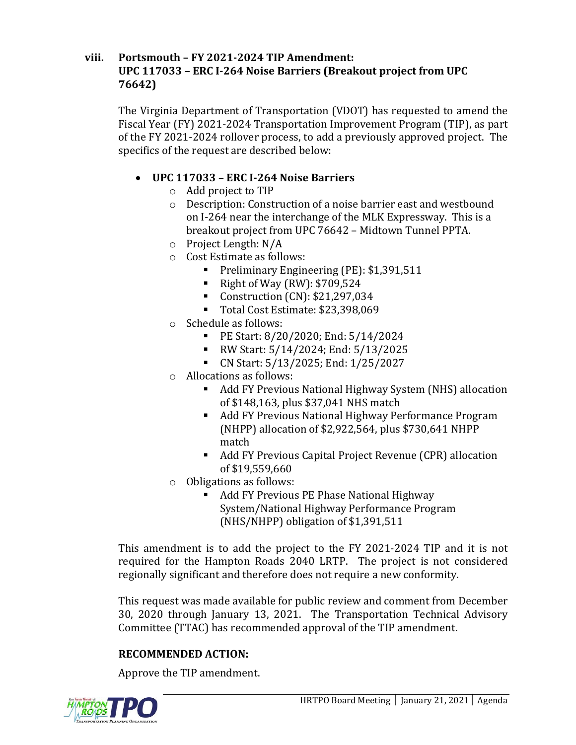### viii. Portsmouth – FY 2021-2024 TIP Amendment: UPC 117033 – ERC I-264 Noise Barriers (Breakout project from UPC 76642)

The Virginia Department of Transportation (VDOT) has requested to amend the Fiscal Year (FY) 2021-2024 Transportation Improvement Program (TIP), as part of the FY 2021-2024 rollover process, to add a previously approved project. The specifics of the request are described below:

- **UPC 117033 – ERC I-264 Noise Barriers**
  - Add project to TIP
  - Description: Construction of a noise barrier east and westbound on I-264 near the interchange of the MLK Expressway. This is a breakout project from UPC 76642 – Midtown Tunnel PPTA.
  - Project Length: N/A
  - Cost Estimate as follows:
    - Preliminary Engineering (PE): $1,391,511
    - Right of Way (RW): $709,524
    - Construction (CN): $21,297,034
    - Total Cost Estimate: $23,398,069
  - Schedule as follows:
    - PE Start: 8/20/2020; End: 5/14/2024
    - RW Start: 5/14/2024; End: 5/13/2025
    - CN Start: 5/13/2025; End: 1/25/2027
  - Allocations as follows:
    - Add FY Previous National Highway System (NHS) allocation of $148,163, plus $37,041 NHS match
    - Add FY Previous National Highway Performance Program (NHPP) allocation of $2,922,564, plus $730,641 NHPP match
    - Add FY Previous Capital Project Revenue (CPR) allocation of $19,559,660
  - Obligations as follows:
    - Add FY Previous PE Phase National Highway System/National Highway Performance Program (NHS/NHPP) obligation of $1,391,511

This amendment is to add the project to the FY 2021-2024 TIP and it is not required for the Hampton Roads 2040 LRTP. The project is not considered regionally significant and therefore does not require a new conformity.

This request was made available for public review and comment from December 30, 2020 through January 13, 2021. The Transportation Technical Advisory Committee (TTAC) has recommended approval of the TIP amendment.

**RECOMMENDED ACTION:**

Approve the TIP amendment.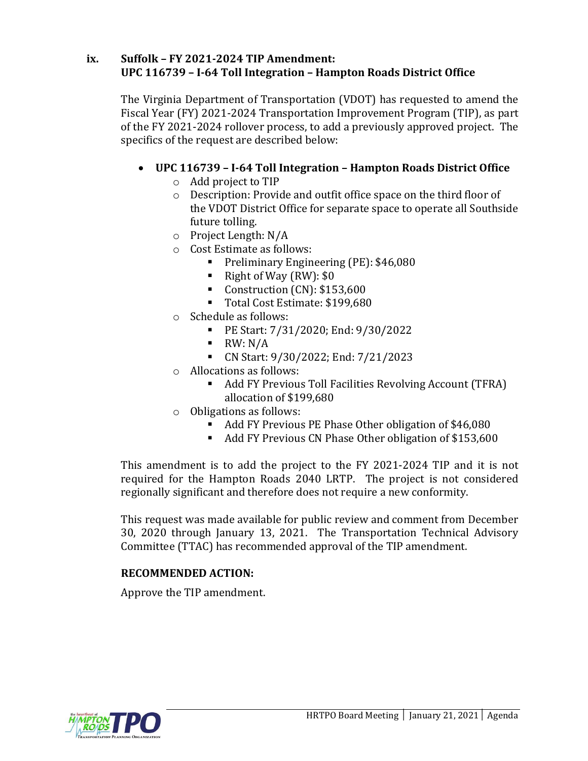### ix. Suffolk – FY 2021-2024 TIP Amendment: UPC 116739 – I-64 Toll Integration – Hampton Roads District Office

The Virginia Department of Transportation (VDOT) has requested to amend the Fiscal Year (FY) 2021-2024 Transportation Improvement Program (TIP), as part of the FY 2021-2024 rollover process, to add a previously approved project. The specifics of the request are described below:

- **UPC 116739 – I-64 Toll Integration – Hampton Roads District Office**
  - Add project to TIP
  - Description: Provide and outfit office space on the third floor of the VDOT District Office for separate space to operate all Southside future tolling.
  - Project Length: N/A
  - Cost Estimate as follows:
    - Preliminary Engineering (PE): $46,080
    - Right of Way (RW): $0
    - Construction (CN): $153,600
    - Total Cost Estimate: $199,680
  - Schedule as follows:
    - PE Start: 7/31/2020; End: 9/30/2022
    - RW: N/A
    - CN Start: 9/30/2022; End: 7/21/2023
  - Allocations as follows:
    - Add FY Previous Toll Facilities Revolving Account (TFRA) allocation of $199,680
  - Obligations as follows:
    - Add FY Previous PE Phase Other obligation of $46,080
    - Add FY Previous CN Phase Other obligation of $153,600

This amendment is to add the project to the FY 2021-2024 TIP and it is not required for the Hampton Roads 2040 LRTP. The project is not considered regionally significant and therefore does not require a new conformity.

This request was made available for public review and comment from December 30, 2020 through January 13, 2021. The Transportation Technical Advisory Committee (TTAC) has recommended approval of the TIP amendment.

**RECOMMENDED ACTION:**

Approve the TIP amendment.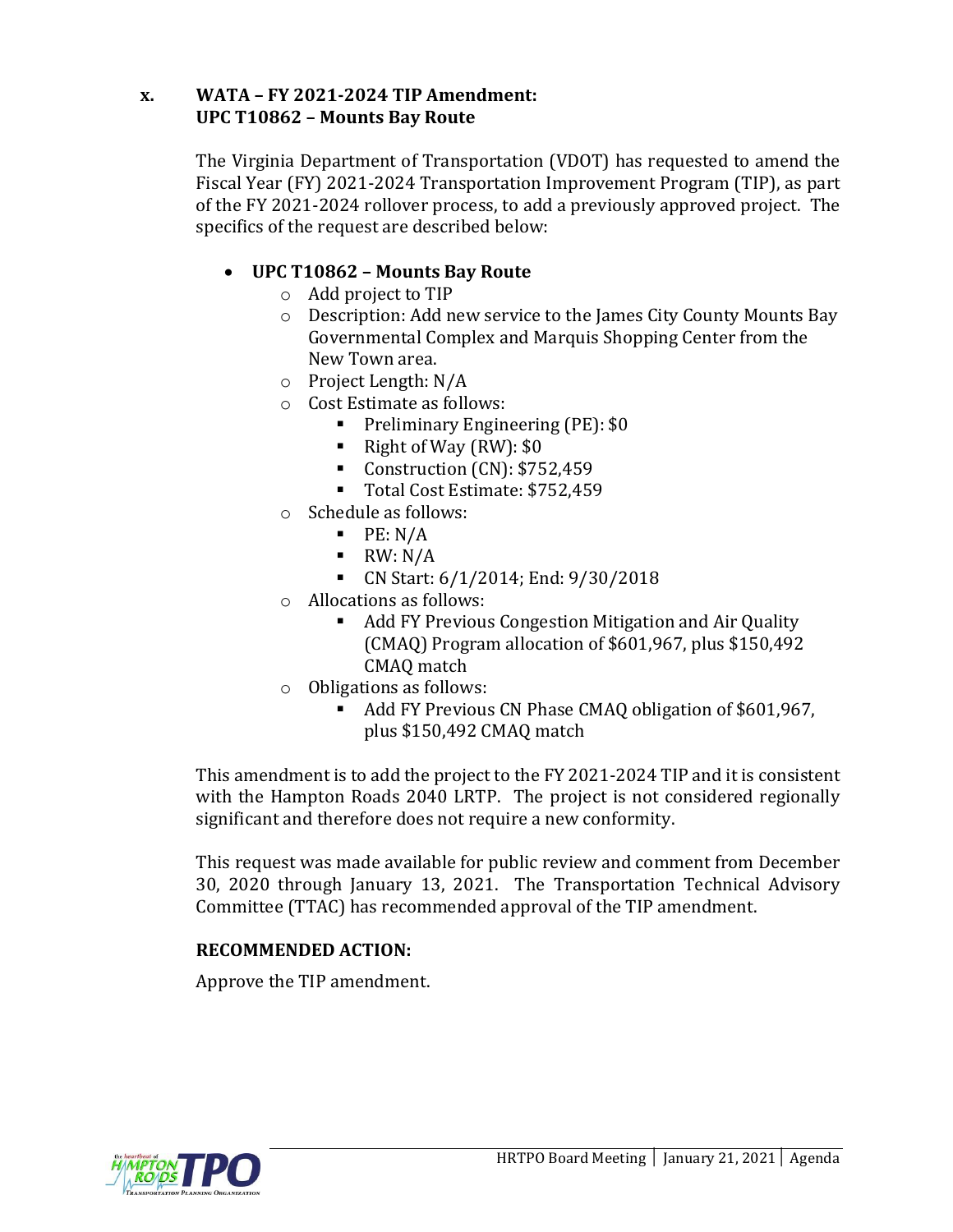### x. WATA – FY 2021-2024 TIP Amendment: UPC T10862 – Mounts Bay Route

The Virginia Department of Transportation (VDOT) has requested to amend the Fiscal Year (FY) 2021-2024 Transportation Improvement Program (TIP), as part of the FY 2021-2024 rollover process, to add a previously approved project. The specifics of the request are described below:

- **UPC T10862 – Mounts Bay Route**
  - Add project to TIP
  - Description: Add new service to the James City County Mounts Bay Governmental Complex and Marquis Shopping Center from the New Town area.
  - Project Length: N/A
  - Cost Estimate as follows:
    - Preliminary Engineering (PE): $0
    - Right of Way (RW): $0
    - Construction (CN): $752,459
    - Total Cost Estimate: $752,459
  - Schedule as follows:
    - PE: N/A
    - RW: N/A
    - CN Start: 6/1/2014; End: 9/30/2018
  - Allocations as follows:
    - Add FY Previous Congestion Mitigation and Air Quality (CMAQ) Program allocation of $601,967, plus $150,492 CMAQ match
  - Obligations as follows:
    - Add FY Previous CN Phase CMAQ obligation of $601,967, plus $150,492 CMAQ match

This amendment is to add the project to the FY 2021-2024 TIP and it is consistent with the Hampton Roads 2040 LRTP. The project is not considered regionally significant and therefore does not require a new conformity.

This request was made available for public review and comment from December 30, 2020 through January 13, 2021. The Transportation Technical Advisory Committee (TTAC) has recommended approval of the TIP amendment.

**RECOMMENDED ACTION:**

Approve the TIP amendment.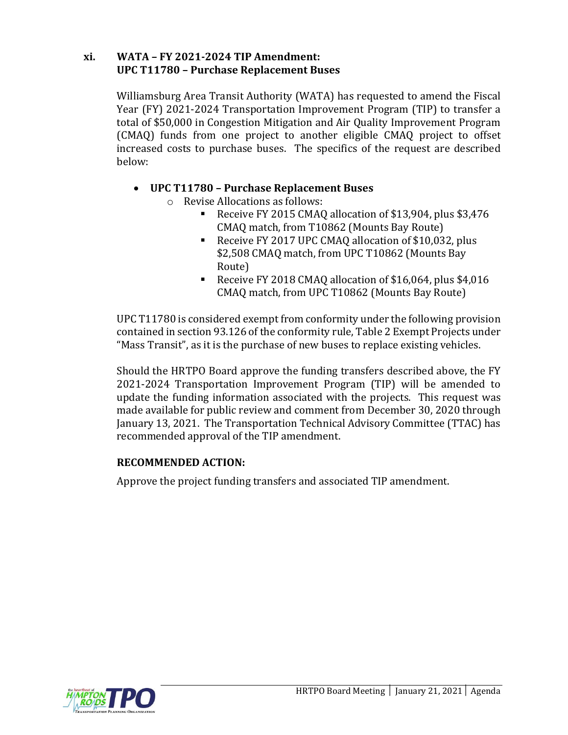### xi. WATA – FY 2021-2024 TIP Amendment: UPC T11780 – Purchase Replacement Buses

Williamsburg Area Transit Authority (WATA) has requested to amend the Fiscal Year (FY) 2021-2024 Transportation Improvement Program (TIP) to transfer a total of $50,000 in Congestion Mitigation and Air Quality Improvement Program (CMAQ) funds from one project to another eligible CMAQ project to offset increased costs to purchase buses. The specifics of the request are described below:

- **UPC T11780 – Purchase Replacement Buses**
  - Revise Allocations as follows:
    - Receive FY 2015 CMAQ allocation of $13,904, plus $3,476 CMAQ match, from T10862 (Mounts Bay Route)
    - Receive FY 2017 UPC CMAQ allocation of $10,032, plus $2,508 CMAQ match, from UPC T10862 (Mounts Bay Route)
    - Receive FY 2018 CMAQ allocation of $16,064, plus $4,016 CMAQ match, from UPC T10862 (Mounts Bay Route)

UPC T11780 is considered exempt from conformity under the following provision contained in section 93.126 of the conformity rule, Table 2 Exempt Projects under "Mass Transit", as it is the purchase of new buses to replace existing vehicles.

Should the HRTPO Board approve the funding transfers described above, the FY 2021-2024 Transportation Improvement Program (TIP) will be amended to update the funding information associated with the projects. This request was made available for public review and comment from December 30, 2020 through January 13, 2021. The Transportation Technical Advisory Committee (TTAC) has recommended approval of the TIP amendment.

**RECOMMENDED ACTION:**

Approve the project funding transfers and associated TIP amendment.